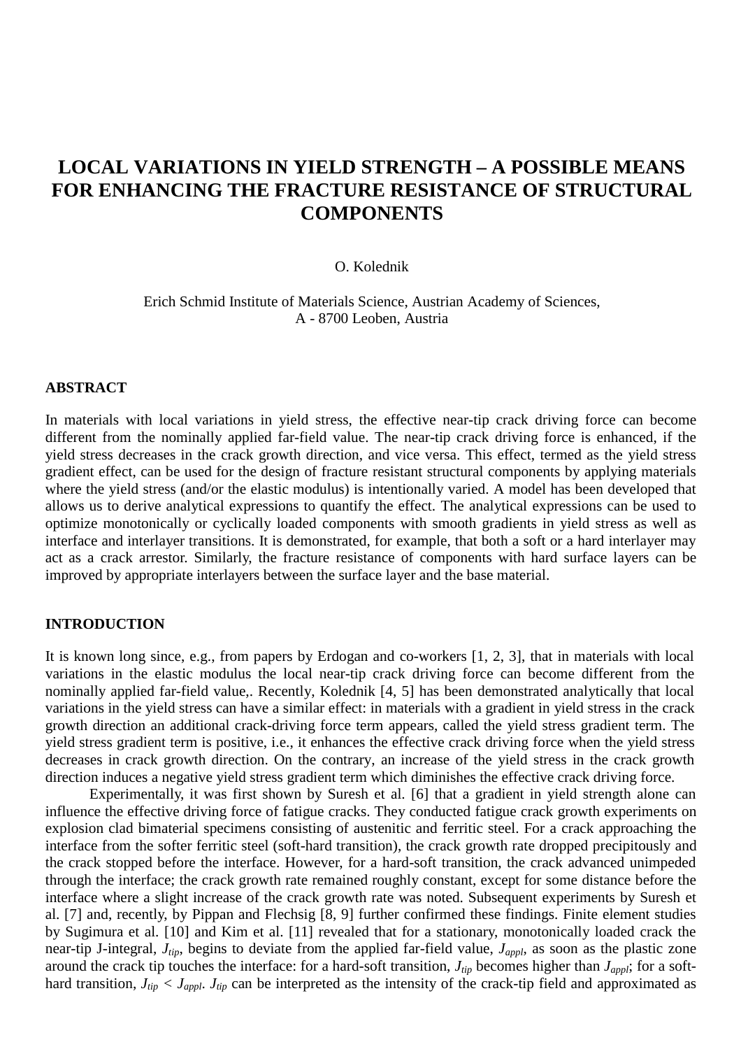# LOCAL VARIATIONS IN YIELD STRENGTH – A POSSIBLE MEANS FOR ENHANCING THE FRACTURE RESISTANCE OF STRUCTURAL COMPONENTS

O. Kolednik

Erich Schmid Institute of Materials Science, Austrian Academy of Sciences,
A - 8700 Leoben, Austria

## ABSTRACT

In materials with local variations in yield stress, the effective near-tip crack driving force can become different from the nominally applied far-field value. The near-tip crack driving force is enhanced, if the yield stress decreases in the crack growth direction, and vice versa. This effect, termed as the yield stress gradient effect, can be used for the design of fracture resistant structural components by applying materials where the yield stress (and/or the elastic modulus) is intentionally varied. A model has been developed that allows us to derive analytical expressions to quantify the effect. The analytical expressions can be used to optimize monotonically or cyclically loaded components with smooth gradients in yield stress as well as interface and interlayer transitions. It is demonstrated, for example, that both a soft or a hard interlayer may act as a crack arrestor. Similarly, the fracture resistance of components with hard surface layers can be improved by appropriate interlayers between the surface layer and the base material.

## INTRODUCTION

It is known long since, e.g., from papers by Erdogan and co-workers [1, 2, 3], that in materials with local variations in the elastic modulus the local near-tip crack driving force can become different from the nominally applied far-field value,. Recently, Kolednik [4, 5] has been demonstrated analytically that local variations in the yield stress can have a similar effect: in materials with a gradient in yield stress in the crack growth direction an additional crack-driving force term appears, called the yield stress gradient term. The yield stress gradient term is positive, i.e., it enhances the effective crack driving force when the yield stress decreases in crack growth direction. On the contrary, an increase of the yield stress in the crack growth direction induces a negative yield stress gradient term which diminishes the effective crack driving force.

Experimentally, it was first shown by Suresh et al. [6] that a gradient in yield strength alone can influence the effective driving force of fatigue cracks. They conducted fatigue crack growth experiments on explosion clad bimaterial specimens consisting of austenitic and ferritic steel. For a crack approaching the interface from the softer ferritic steel (soft-hard transition), the crack growth rate dropped precipitously and the crack stopped before the interface. However, for a hard-soft transition, the crack advanced unimpeded through the interface; the crack growth rate remained roughly constant, except for some distance before the interface where a slight increase of the crack growth rate was noted. Subsequent experiments by Suresh et al. [7] and, recently, by Pippan and Flechsig [8, 9] further confirmed these findings. Finite element studies by Sugimura et al. [10] and Kim et al. [11] revealed that for a stationary, monotonically loaded crack the near-tip J-integral, $J_{tip}$, begins to deviate from the applied far-field value, $J_{appl}$, as soon as the plastic zone around the crack tip touches the interface: for a hard-soft transition, $J_{tip}$ becomes higher than $J_{appl}$; for a soft-hard transition, $J_{tip} < J_{appl}$. $J_{tip}$ can be interpreted as the intensity of the crack-tip field and approximated as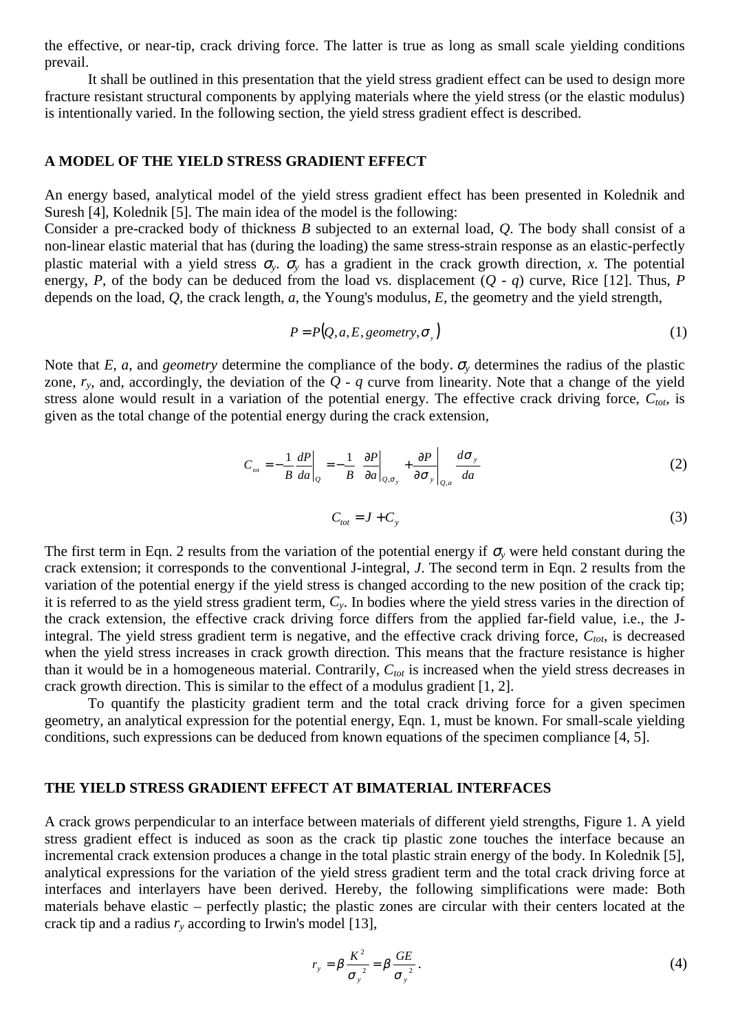the effective, or near-tip, crack driving force. The latter is true as long as small scale yielding conditions prevail.

It shall be outlined in this presentation that the yield stress gradient effect can be used to design more fracture resistant structural components by applying materials where the yield stress (or the elastic modulus) is intentionally varied. In the following section, the yield stress gradient effect is described.

## A MODEL OF THE YIELD STRESS GRADIENT EFFECT

An energy based, analytical model of the yield stress gradient effect has been presented in Kolednik and Suresh [4], Kolednik [5]. The main idea of the model is the following:

Consider a pre-cracked body of thickness $B$ subjected to an external load, $Q$. The body shall consist of a non-linear elastic material that has (during the loading) the same stress-strain response as an elastic-perfectly plastic material with a yield stress $\sigma_y$. $\sigma_y$ has a gradient in the crack growth direction, $x$. The potential energy, $P$, of the body can be deduced from the load vs. displacement ($Q$ - $q$) curve, Rice [12]. Thus, $P$ depends on the load, $Q$, the crack length, $a$, the Young's modulus, $E$, the geometry and the yield strength,

$$P = P(Q, a, E, geometry, \sigma_y) \tag{1}$$

Note that $E$, $a$, and *geometry* determine the compliance of the body. $\sigma_y$ determines the radius of the plastic zone, $r_y$, and, accordingly, the deviation of the $Q$ - $q$ curve from linearity. Note that a change of the yield stress alone would result in a variation of the potential energy. The effective crack driving force, $C_{tot}$, is given as the total change of the potential energy during the crack extension,

$$C_{tot} = -\frac{1}{B}\left.\frac{dP}{da}\right|_{Q} = -\frac{1}{B}\left[\left.\frac{\partial P}{\partial a}\right|_{Q,\sigma_y} + \left.\frac{\partial P}{\partial \sigma_y}\right|_{Q,a} \frac{d\sigma_y}{da}\right] \tag{2}$$

$$C_{tot} = J + C_y \tag{3}$$

The first term in Eqn. 2 results from the variation of the potential energy if $\sigma_y$ were held constant during the crack extension; it corresponds to the conventional J-integral, $J$. The second term in Eqn. 2 results from the variation of the potential energy if the yield stress is changed according to the new position of the crack tip; it is referred to as the yield stress gradient term, $C_y$. In bodies where the yield stress varies in the direction of the crack extension, the effective crack driving force differs from the applied far-field value, i.e., the J-integral. The yield stress gradient term is negative, and the effective crack driving force, $C_{tot}$, is decreased when the yield stress increases in crack growth direction. This means that the fracture resistance is higher than it would be in a homogeneous material. Contrarily, $C_{tot}$ is increased when the yield stress decreases in crack growth direction. This is similar to the effect of a modulus gradient [1, 2].

To quantify the plasticity gradient term and the total crack driving force for a given specimen geometry, an analytical expression for the potential energy, Eqn. 1, must be known. For small-scale yielding conditions, such expressions can be deduced from known equations of the specimen compliance [4, 5].

## THE YIELD STRESS GRADIENT EFFECT AT BIMATERIAL INTERFACES

A crack grows perpendicular to an interface between materials of different yield strengths, Figure 1. A yield stress gradient effect is induced as soon as the crack tip plastic zone touches the interface because an incremental crack extension produces a change in the total plastic strain energy of the body. In Kolednik [5], analytical expressions for the variation of the yield stress gradient term and the total crack driving force at interfaces and interlayers have been derived. Hereby, the following simplifications were made: Both materials behave elastic – perfectly plastic; the plastic zones are circular with their centers located at the crack tip and a radius $r_y$ according to Irwin's model [13],

$$r_y = \beta \frac{K^2}{\sigma_y^{\,2}} = \beta \frac{GE}{\sigma_y^{\,2}}. \tag{4}$$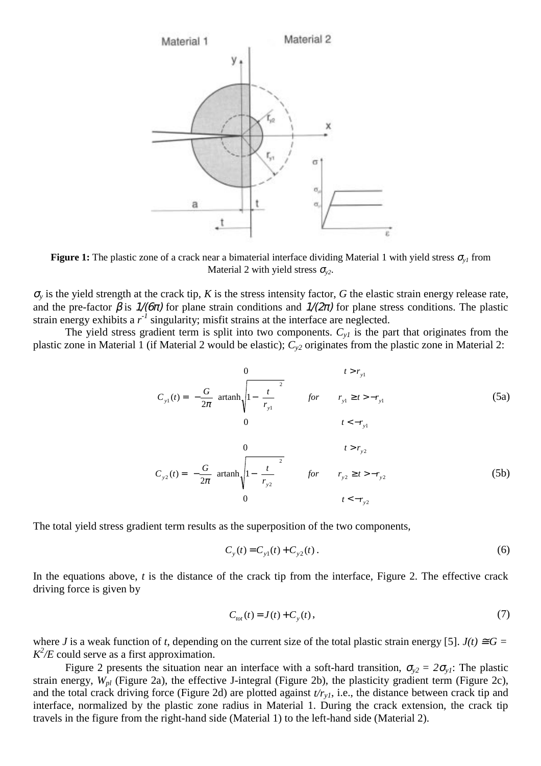**Figure 1:** The plastic zone of a crack near a bimaterial interface dividing Material 1 with yield stress $\sigma_{y1}$ from Material 2 with yield stress $\sigma_{y2}$.

$\sigma_y$ is the yield strength at the crack tip, $K$ is the stress intensity factor, $G$ the elastic strain energy release rate, and the pre-factor $\beta$ is $1/(6\pi)$ for plane strain conditions and $1/(2\pi)$ for plane stress conditions. The plastic strain energy exhibits a $r^{-1}$ singularity; misfit strains at the interface are neglected.

The yield stress gradient term is split into two components. $C_{y1}$ is the part that originates from the plastic zone in Material 1 (if Material 2 would be elastic); $C_{y2}$ originates from the plastic zone in Material 2:

$$C_{y1}(t) = \begin{cases} 0 & t > r_{y1} \\ -\dfrac{G}{2\pi} \operatorname{artanh} \sqrt{1 - \left(\dfrac{t}{r_{y1}}\right)^2} & \text{for} \quad r_{y1} \geq t > -r_{y1} \\ 0 & t < -r_{y1} \end{cases} \tag{5a}$$

$$C_{y2}(t) = \begin{cases} 0 & t > r_{y2} \\ -\dfrac{G}{2\pi} \operatorname{artanh} \sqrt{1 - \left(\dfrac{t}{r_{y2}}\right)^2} & \text{for} \quad r_{y2} \geq t > -r_{y2} \\ 0 & t < -r_{y2} \end{cases} \tag{5b}$$

The total yield stress gradient term results as the superposition of the two components,

$$C_y(t) = C_{y1}(t) + C_{y2}(t)\,. \tag{6}$$

In the equations above, $t$ is the distance of the crack tip from the interface, Figure 2. The effective crack driving force is given by

$$C_{tot}(t) = J(t) + C_y(t)\,, \tag{7}$$

where $J$ is a weak function of $t$, depending on the current size of the total plastic strain energy [5]. $J(t) \cong G = K^2/E$ could serve as a first approximation.

Figure 2 presents the situation near an interface with a soft-hard transition, $\sigma_{y2} = 2\sigma_{y1}$: The plastic strain energy, $W_{pl}$ (Figure 2a), the effective J-integral (Figure 2b), the plasticity gradient term (Figure 2c), and the total crack driving force (Figure 2d) are plotted against $t/r_{y1}$, i.e., the distance between crack tip and interface, normalized by the plastic zone radius in Material 1. During the crack extension, the crack tip travels in the figure from the right-hand side (Material 1) to the left-hand side (Material 2).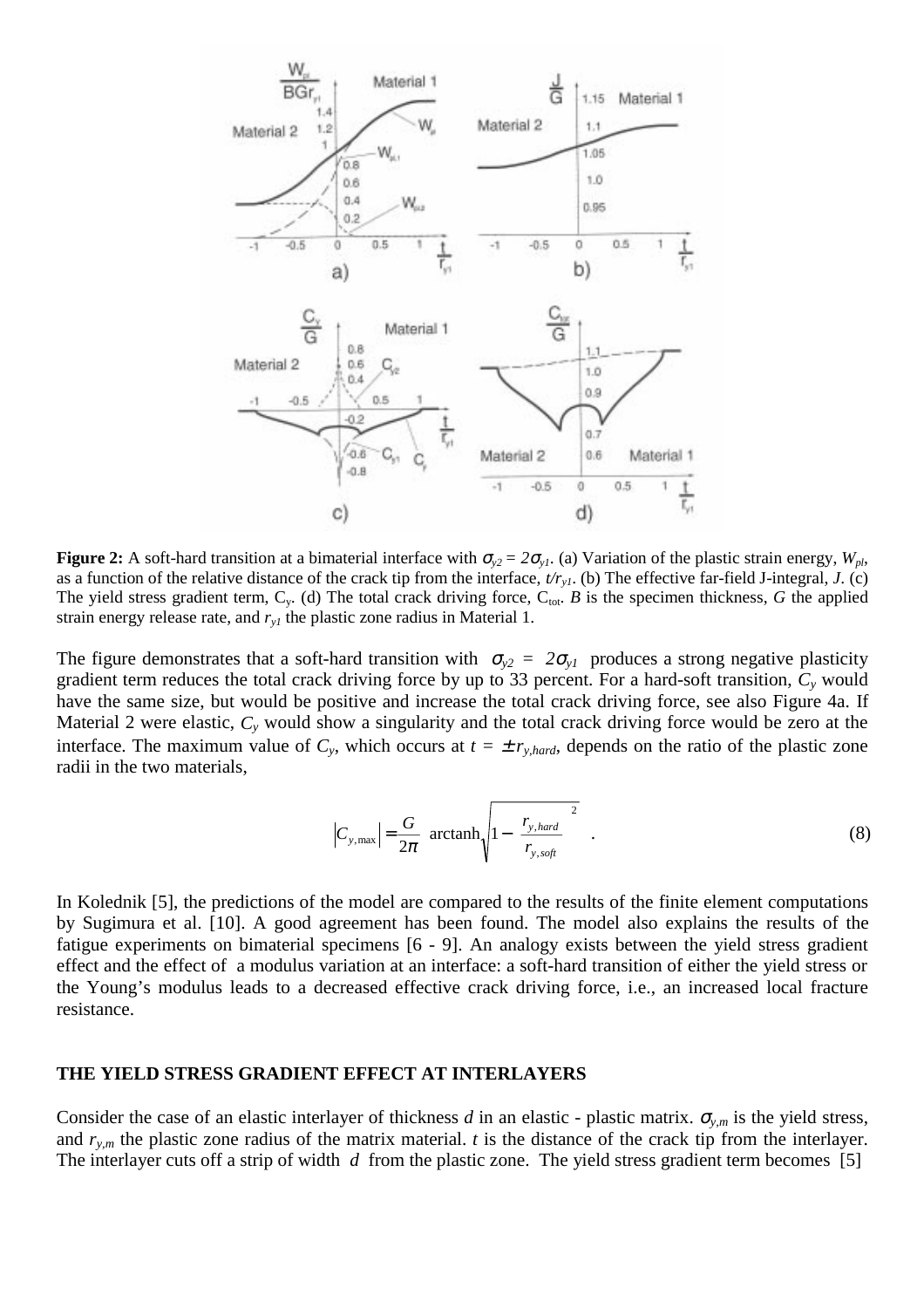**Figure 2:** A soft-hard transition at a bimaterial interface with $\sigma_{y2} = 2\sigma_{y1}$. (a) Variation of the plastic strain energy, $W_{pl}$, as a function of the relative distance of the crack tip from the interface, $t/r_{y1}$. (b) The effective far-field J-integral, $J$. (c) The yield stress gradient term, $C_y$. (d) The total crack driving force, $C_{tot}$. $B$ is the specimen thickness, $G$ the applied strain energy release rate, and $r_{y1}$ the plastic zone radius in Material 1.

The figure demonstrates that a soft-hard transition with $\sigma_{y2} = 2\sigma_{y1}$ produces a strong negative plasticity gradient term reduces the total crack driving force by up to 33 percent. For a hard-soft transition, $C_y$ would have the same size, but would be positive and increase the total crack driving force, see also Figure 4a. If Material 2 were elastic, $C_y$ would show a singularity and the total crack driving force would be zero at the interface. The maximum value of $C_y$, which occurs at $t = \pm r_{y,hard}$, depends on the ratio of the plastic zone radii in the two materials,

$$\left|C_{y,\max}\right| = \frac{G}{2\pi}\ \operatorname{arctanh}\sqrt{1 - \left(\frac{r_{y,hard}}{r_{y,soft}}\right)^2} \quad . \tag{8}$$

In Kolednik [5], the predictions of the model are compared to the results of the finite element computations by Sugimura et al. [10]. A good agreement has been found. The model also explains the results of the fatigue experiments on bimaterial specimens [6 - 9]. An analogy exists between the yield stress gradient effect and the effect of a modulus variation at an interface: a soft-hard transition of either the yield stress or the Young's modulus leads to a decreased effective crack driving force, i.e., an increased local fracture resistance.

## THE YIELD STRESS GRADIENT EFFECT AT INTERLAYERS

Consider the case of an elastic interlayer of thickness $d$ in an elastic - plastic matrix. $\sigma_{y,m}$ is the yield stress, and $r_{y,m}$ the plastic zone radius of the matrix material. $t$ is the distance of the crack tip from the interlayer. The interlayer cuts off a strip of width $d$ from the plastic zone. The yield stress gradient term becomes [5]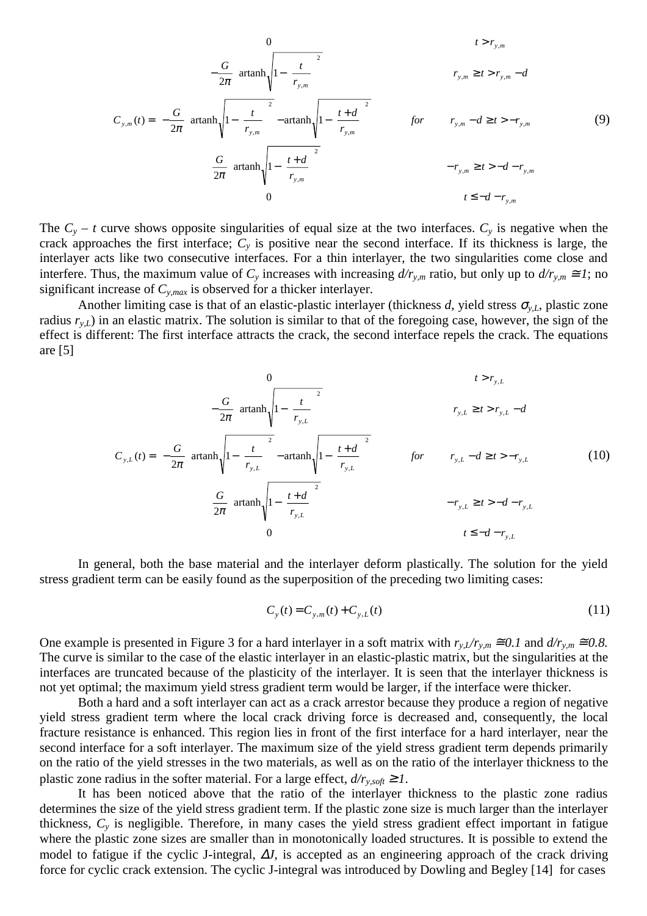$$
C_{y,m}(t) = \begin{cases} 0 & t > r_{y,m} \\ -\dfrac{G}{2\pi}\,\operatorname{artanh}\sqrt{1-\left(\dfrac{t}{r_{y,m}}\right)^2} & r_{y,m} \geq t > r_{y,m} - d \\ -\dfrac{G}{2\pi}\left[\operatorname{artanh}\sqrt{1-\left(\dfrac{t}{r_{y,m}}\right)^2} - \operatorname{artanh}\sqrt{1-\left(\dfrac{t+d}{r_{y,m}}\right)^2}\right] & \text{for} \quad r_{y,m} - d \geq t > -r_{y,m} \\ \dfrac{G}{2\pi}\,\operatorname{artanh}\sqrt{1-\left(\dfrac{t+d}{r_{y,m}}\right)^2} & -r_{y,m} \geq t > -d - r_{y,m} \\ 0 & t \leq -d - r_{y,m} \end{cases} \tag{9}
$$

The $C_y - t$ curve shows opposite singularities of equal size at the two interfaces. $C_y$ is negative when the crack approaches the first interface; $C_y$ is positive near the second interface. If its thickness is large, the interlayer acts like two consecutive interfaces. For a thin interlayer, the two singularities come close and interfere. Thus, the maximum value of $C_y$ increases with increasing $d/r_{y,m}$ ratio, but only up to $d/r_{y,m} \cong 1$; no significant increase of $C_{y,max}$ is observed for a thicker interlayer.

Another limiting case is that of an elastic-plastic interlayer (thickness $d$, yield stress $\sigma_{y,L}$, plastic zone radius $r_{y,L}$) in an elastic matrix. The solution is similar to that of the foregoing case, however, the sign of the effect is different: The first interface attracts the crack, the second interface repels the crack. The equations are [5]

$$
C_{y,L}(t) = \begin{cases} 0 & t > r_{y,L} \\ -\dfrac{G}{2\pi}\,\operatorname{artanh}\sqrt{1-\left(\dfrac{t}{r_{y,L}}\right)^2} & r_{y,L} \geq t > r_{y,L} - d \\ -\dfrac{G}{2\pi}\left[\operatorname{artanh}\sqrt{1-\left(\dfrac{t}{r_{y,L}}\right)^2} - \operatorname{artanh}\sqrt{1-\left(\dfrac{t+d}{r_{y,L}}\right)^2}\right] & \text{for} \quad r_{y,L} - d \geq t > -r_{y,L} \\ \dfrac{G}{2\pi}\,\operatorname{artanh}\sqrt{1-\left(\dfrac{t+d}{r_{y,L}}\right)^2} & -r_{y,L} \geq t > -d - r_{y,L} \\ 0 & t \leq -d - r_{y,L} \end{cases} \tag{10}
$$

In general, both the base material and the interlayer deform plastically. The solution for the yield stress gradient term can be easily found as the superposition of the preceding two limiting cases:

$$
C_y(t) = C_{y,m}(t) + C_{y,L}(t) \tag{11}
$$

One example is presented in Figure 3 for a hard interlayer in a soft matrix with $r_{y,L}/r_{y,m} \cong 0.1$ and $d/r_{y,m} \cong 0.8$. The curve is similar to the case of the elastic interlayer in an elastic-plastic matrix, but the singularities at the interfaces are truncated because of the plasticity of the interlayer. It is seen that the interlayer thickness is not yet optimal; the maximum yield stress gradient term would be larger, if the interface were thicker.

Both a hard and a soft interlayer can act as a crack arrestor because they produce a region of negative yield stress gradient term where the local crack driving force is decreased and, consequently, the local fracture resistance is enhanced. This region lies in front of the first interface for a hard interlayer, near the second interface for a soft interlayer. The maximum size of the yield stress gradient term depends primarily on the ratio of the yield stresses in the two materials, as well as on the ratio of the interlayer thickness to the plastic zone radius in the softer material. For a large effect, $d/r_{y,soft} \geq 1$.

It has been noticed above that the ratio of the interlayer thickness to the plastic zone radius determines the size of the yield stress gradient term. If the plastic zone size is much larger than the interlayer thickness, $C_y$ is negligible. Therefore, in many cases the yield stress gradient effect important in fatigue where the plastic zone sizes are smaller than in monotonically loaded structures. It is possible to extend the model to fatigue if the cyclic J-integral, $\Delta J$, is accepted as an engineering approach of the crack driving force for cyclic crack extension. The cyclic J-integral was introduced by Dowling and Begley [14] for cases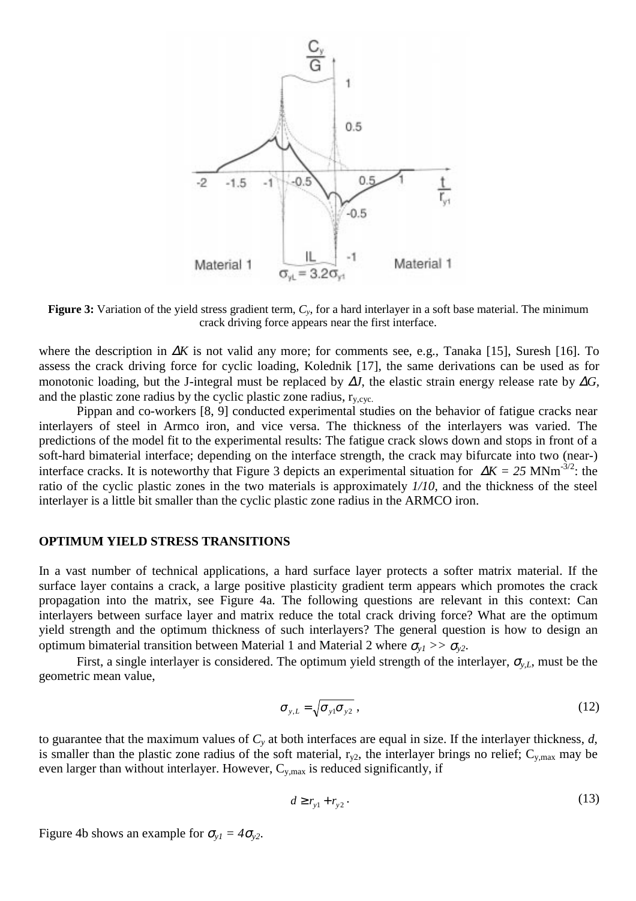**Figure 3:** Variation of the yield stress gradient term, $C_y$, for a hard interlayer in a soft base material. The minimum crack driving force appears near the first interface.

where the description in $\Delta K$ is not valid any more; for comments see, e.g., Tanaka [15], Suresh [16]. To assess the crack driving force for cyclic loading, Kolednik [17], the same derivations can be used as for monotonic loading, but the J-integral must be replaced by $\Delta J$, the elastic strain energy release rate by $\Delta G$, and the plastic zone radius by the cyclic plastic zone radius, $r_{y,cyc.}$

Pippan and co-workers [8, 9] conducted experimental studies on the behavior of fatigue cracks near interlayers of steel in Armco iron, and vice versa. The thickness of the interlayers was varied. The predictions of the model fit to the experimental results: The fatigue crack slows down and stops in front of a soft-hard bimaterial interface; depending on the interface strength, the crack may bifurcate into two (near-) interface cracks. It is noteworthy that Figure 3 depicts an experimental situation for $\Delta K = 25$ MNm$^{-3/2}$: the ratio of the cyclic plastic zones in the two materials is approximately $1/10$, and the thickness of the steel interlayer is a little bit smaller than the cyclic plastic zone radius in the ARMCO iron.

## OPTIMUM YIELD STRESS TRANSITIONS

In a vast number of technical applications, a hard surface layer protects a softer matrix material. If the surface layer contains a crack, a large positive plasticity gradient term appears which promotes the crack propagation into the matrix, see Figure 4a. The following questions are relevant in this context: Can interlayers between surface layer and matrix reduce the total crack driving force? What are the optimum yield strength and the optimum thickness of such interlayers? The general question is how to design an optimum bimaterial transition between Material 1 and Material 2 where $\sigma_{y1} >> \sigma_{y2}$.

First, a single interlayer is considered. The optimum yield strength of the interlayer, $\sigma_{y,L}$, must be the geometric mean value,

$$\sigma_{y,L} = \sqrt{\sigma_{y1}\sigma_{y2}}\,, \tag{12}$$

to guarantee that the maximum values of $C_y$ at both interfaces are equal in size. If the interlayer thickness, $d$, is smaller than the plastic zone radius of the soft material, $r_{y2}$, the interlayer brings no relief; $C_{y,max}$ may be even larger than without interlayer. However, $C_{y,max}$ is reduced significantly, if

$$d \geq r_{y1} + r_{y2}\,. \tag{13}$$

Figure 4b shows an example for $\sigma_{y1} = 4\sigma_{y2}$.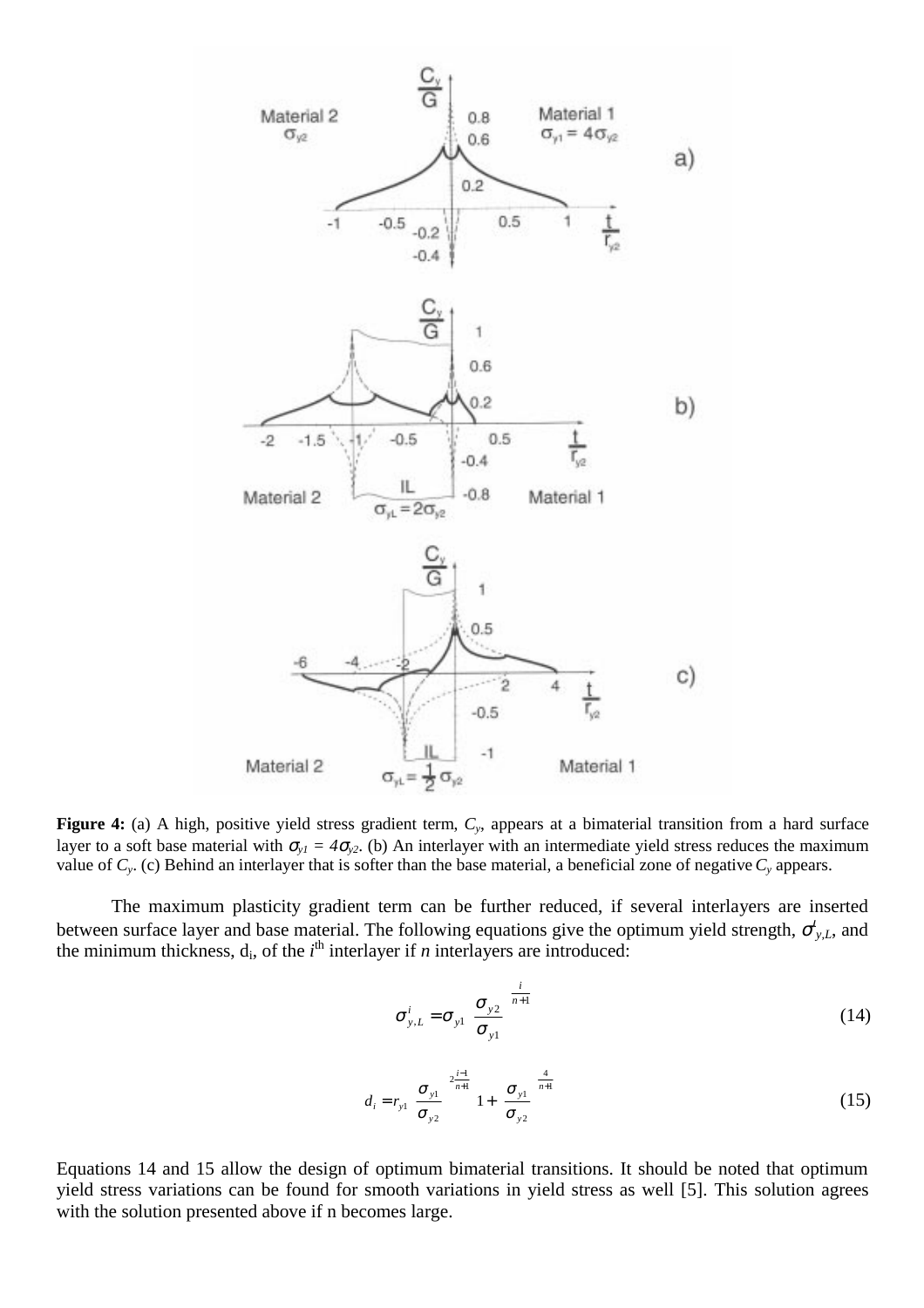**Figure 4:** (a) A high, positive yield stress gradient term, $C_y$, appears at a bimaterial transition from a hard surface layer to a soft base material with $\sigma_{y1} = 4\sigma_{y2}$. (b) An interlayer with an intermediate yield stress reduces the maximum value of $C_y$. (c) Behind an interlayer that is softer than the base material, a beneficial zone of negative $C_y$ appears.

The maximum plasticity gradient term can be further reduced, if several interlayers are inserted between surface layer and base material. The following equations give the optimum yield strength, $\sigma^i_{y,L}$, and the minimum thickness, $d_i$, of the $i^{th}$ interlayer if $n$ interlayers are introduced:

$$\sigma^i_{y,L} = \sigma_{y1} \left( \frac{\sigma_{y2}}{\sigma_{y1}} \right)^{\frac{i}{n+1}} \tag{14}$$

$$d_i = r_{y1} \left( \frac{\sigma_{y1}}{\sigma_{y2}} \right)^{2\frac{i-1}{n+1}} \left( 1 + \left( \frac{\sigma_{y1}}{\sigma_{y2}} \right)^{\frac{4}{n+1}} \right) \tag{15}$$

Equations 14 and 15 allow the design of optimum bimaterial transitions. It should be noted that optimum yield stress variations can be found for smooth variations in yield stress as well [5]. This solution agrees with the solution presented above if n becomes large.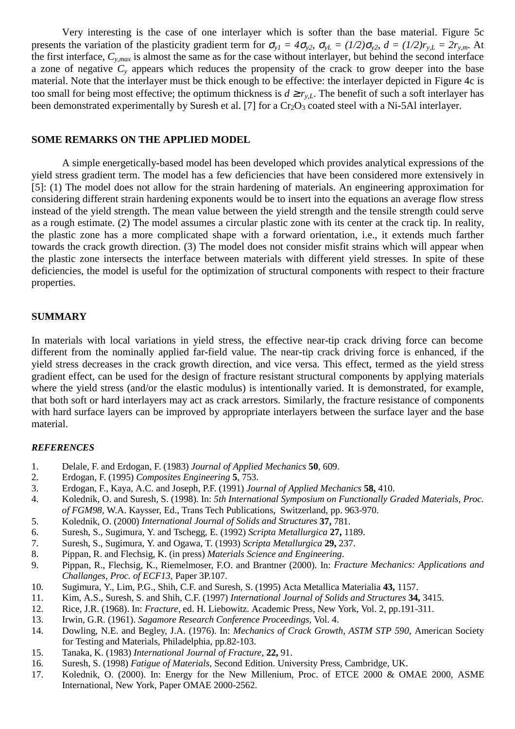Very interesting is the case of one interlayer which is softer than the base material. Figure 5c presents the variation of the plasticity gradient term for $\sigma_{y1} = 4\sigma_{y2}$, $\sigma_{yL} = (1/2)\sigma_{y2}$, $d = (1/2)r_{y,L} = 2r_{y,m}$. At the first interface, $C_{y,max}$ is almost the same as for the case without interlayer, but behind the second interface a zone of negative $C_y$ appears which reduces the propensity of the crack to grow deeper into the base material. Note that the interlayer must be thick enough to be effective: the interlayer depicted in Figure 4c is too small for being most effective; the optimum thickness is $d \geq r_{y,L}$. The benefit of such a soft interlayer has been demonstrated experimentally by Suresh et al. [7] for a $Cr_2O_3$ coated steel with a Ni-5Al interlayer.

## SOME REMARKS ON THE APPLIED MODEL

A simple energetically-based model has been developed which provides analytical expressions of the yield stress gradient term. The model has a few deficiencies that have been considered more extensively in [5]: (1) The model does not allow for the strain hardening of materials. An engineering approximation for considering different strain hardening exponents would be to insert into the equations an average flow stress instead of the yield strength. The mean value between the yield strength and the tensile strength could serve as a rough estimate. (2) The model assumes a circular plastic zone with its center at the crack tip. In reality, the plastic zone has a more complicated shape with a forward orientation, i.e., it extends much farther towards the crack growth direction. (3) The model does not consider misfit strains which will appear when the plastic zone intersects the interface between materials with different yield stresses. In spite of these deficiencies, the model is useful for the optimization of structural components with respect to their fracture properties.

## SUMMARY

In materials with local variations in yield stress, the effective near-tip crack driving force can become different from the nominally applied far-field value. The near-tip crack driving force is enhanced, if the yield stress decreases in the crack growth direction, and vice versa. This effect, termed as the yield stress gradient effect, can be used for the design of fracture resistant structural components by applying materials where the yield stress (and/or the elastic modulus) is intentionally varied. It is demonstrated, for example, that both soft or hard interlayers may act as crack arrestors. Similarly, the fracture resistance of components with hard surface layers can be improved by appropriate interlayers between the surface layer and the base material.

### *REFERENCES*

1. Delale, F. and Erdogan, F. (1983) *Journal of Applied Mechanics* **50**, 609.
2. Erdogan, F. (1995) *Composites Engineering* **5**, 753.
3. Erdogan, F., Kaya, A.C. and Joseph, P.F. (1991) *Journal of Applied Mechanics* **58,** 410.
4. Kolednik, O. and Suresh, S. (1998). In: *5th International Symposium on Functionally Graded Materials, Proc. of FGM98,* W.A. Kaysser, Ed., Trans Tech Publications, Switzerland, pp. 963-970.
5. Kolednik, O. (2000) *International Journal of Solids and Structures* **37,** 781.
6. Suresh, S., Sugimura, Y. and Tschegg, E. (1992) *Scripta Metallurgica* **27,** 1189.
7. Suresh, S., Sugimura, Y. and Ogawa, T. (1993) *Scripta Metallurgica* **29,** 237.
8. Pippan, R. and Flechsig, K. (in press) *Materials Science and Engineering*.
9. Pippan, R., Flechsig, K., Riemelmoser, F.O. and Brantner (2000). In: *Fracture Mechanics: Applications and Challanges, Proc. of ECF13*, Paper 3P.107.
10. Sugimura, Y., Lim, P.G., Shih, C.F. and Suresh, S. (1995) Acta Metallica Materialia **43,** 1157.
11. Kim, A.S., Suresh, S. and Shih, C.F. (1997) *International Journal of Solids and Structures* **34,** 3415.
12. Rice, J.R. (1968). In: *Fracture*, ed. H. Liebowitz. Academic Press, New York, Vol. 2, pp.191-311.
13. Irwin, G.R. (1961). *Sagamore Research Conference Proceedings*, Vol. 4.
14. Dowling, N.E. and Begley, J.A. (1976). In: *Mechanics of Crack Growth, ASTM STP 590*, American Society for Testing and Materials, Philadelphia, pp.82-103.
15. Tanaka, K. (1983) *International Journal of Fracture,* **22,** 91.
16. Suresh, S. (1998) *Fatigue of Materials,* Second Edition. University Press, Cambridge, UK.
17. Kolednik, O. (2000). In: Energy for the New Millenium, Proc. of ETCE 2000 & OMAE 2000, ASME International, New York, Paper OMAE 2000-2562.